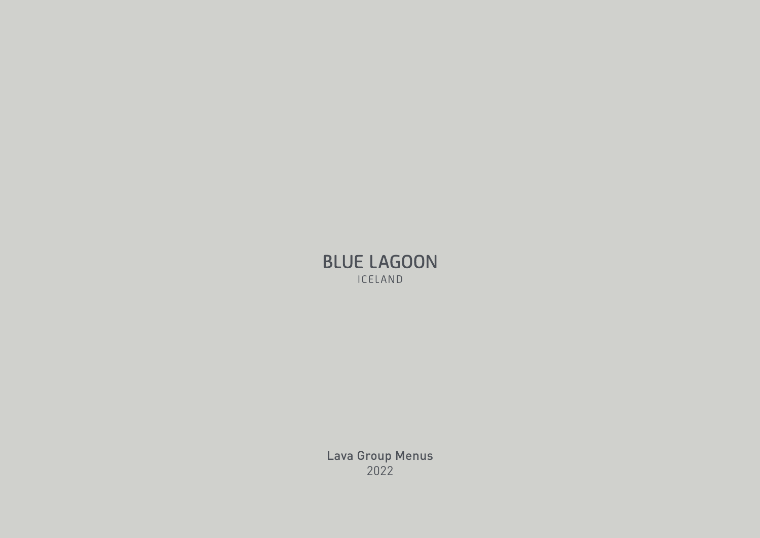# BLUE LAGOON

ICELAND

Lava Group Menus

2022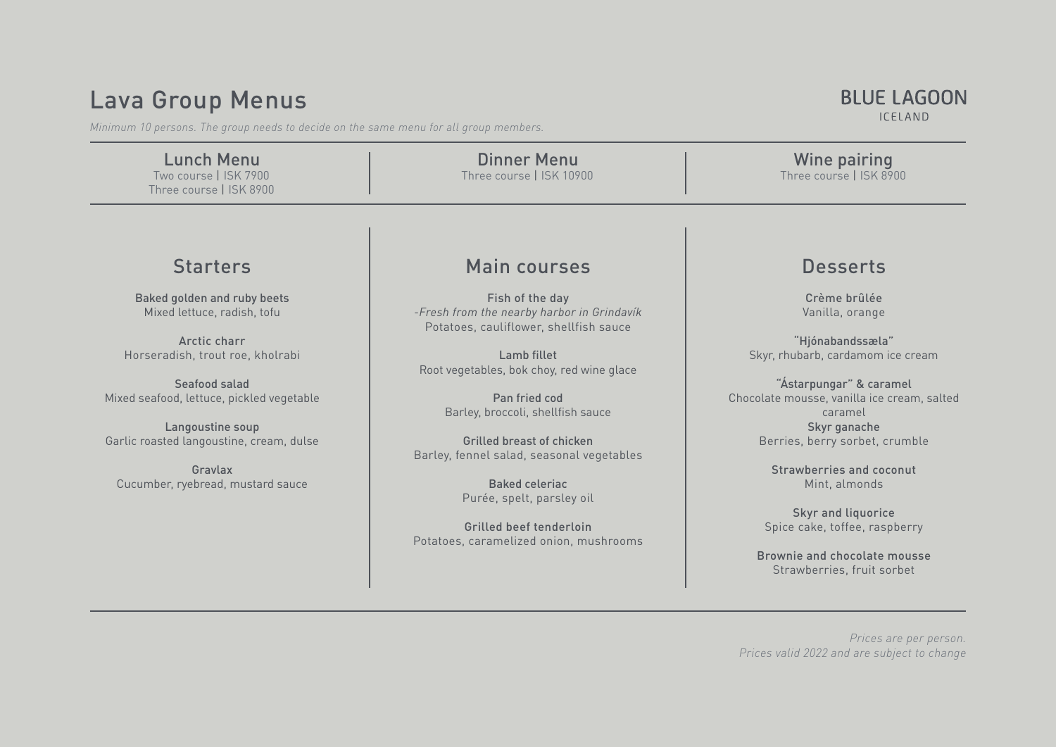# Lava Group Menus

BLUE LAGOON ICELAND

*Minimum 10 persons. The group needs to decide on the same menu for all group members.*

## Lunch Menu

Two course | ISK 7900
Three course | ISK 8900

## Dinner Menu

Three course | ISK 10900

## Wine pairing

Three course | ISK 8900

## Starters

**Baked golden and ruby beets**
Mixed lettuce, radish, tofu

**Arctic charr**
Horseradish, trout roe, kholrabi

**Seafood salad**
Mixed seafood, lettuce, pickled vegetable

**Langoustine soup**
Garlic roasted langoustine, cream, dulse

**Gravlax**
Cucumber, ryebread, mustard sauce

## Main courses

**Fish of the day**
*-Fresh from the nearby harbor in Grindavík*
Potatoes, cauliflower, shellfish sauce

**Lamb fillet**
Root vegetables, bok choy, red wine glace

**Pan fried cod**
Barley, broccoli, shellfish sauce

**Grilled breast of chicken**
Barley, fennel salad, seasonal vegetables

**Baked celeriac**
Purée, spelt, parsley oil

**Grilled beef tenderloin**
Potatoes, caramelized onion, mushrooms

## Desserts

**Crème brûlée**
Vanilla, orange

**"Hjónabandssæla"**
Skyr, rhubarb, cardamom ice cream

**"Ástarpungar" & caramel**
Chocolate mousse, vanilla ice cream, salted caramel

**Skyr ganache**
Berries, berry sorbet, crumble

**Strawberries and coconut**
Mint, almonds

**Skyr and liquorice**
Spice cake, toffee, raspberry

**Brownie and chocolate mousse**
Strawberries, fruit sorbet

*Prices are per person.*
*Prices valid 2022 and are subject to change*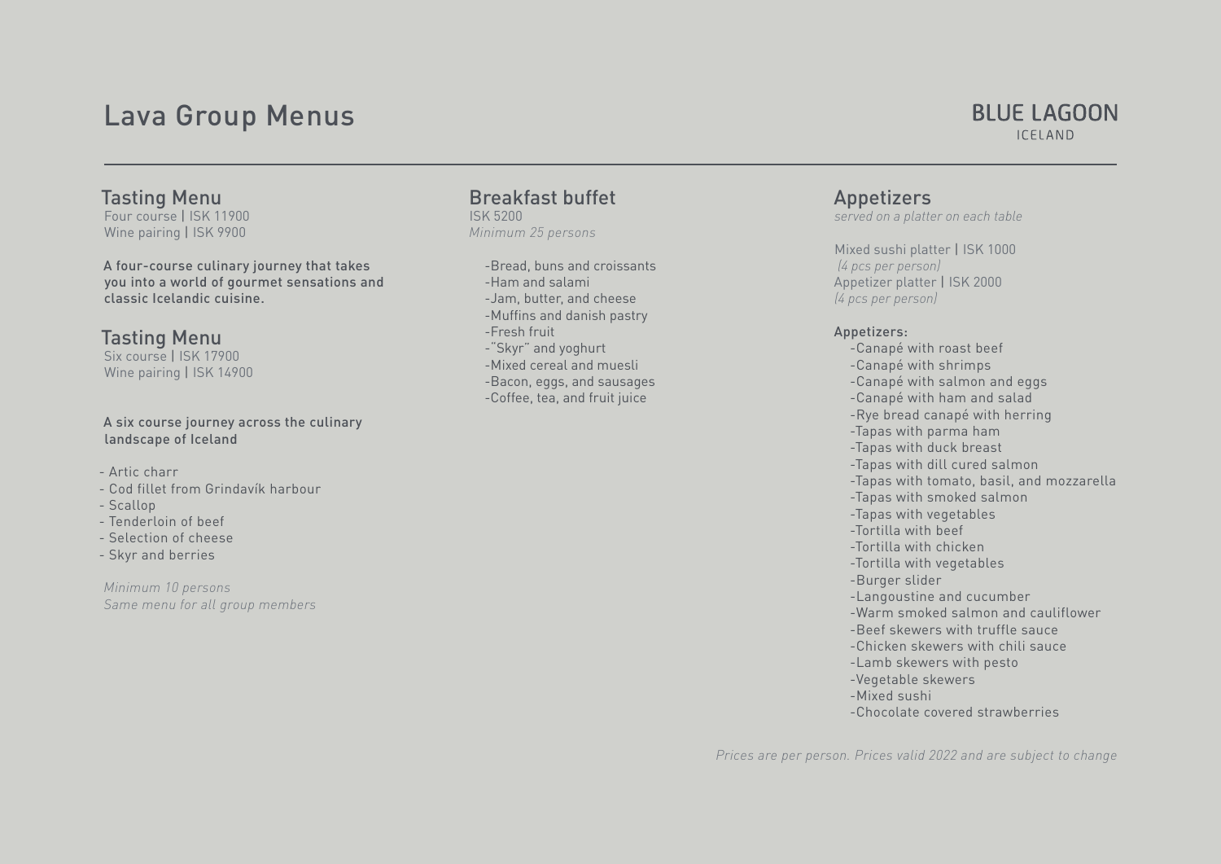# Lava Group Menus

BLUE LAGOON
ICELAND

## Tasting Menu

Four course | ISK 11900
Wine pairing | ISK 9900

A four-course culinary journey that takes you into a world of gourmet sensations and classic Icelandic cuisine.

## Tasting Menu

Six course | ISK 17900
Wine pairing | ISK 14900

A six course journey across the culinary landscape of Iceland

- Artic charr
- Cod fillet from Grindavík harbour
- Scallop
- Tenderloin of beef
- Selection of cheese
- Skyr and berries

*Minimum 10 persons*
*Same menu for all group members*

## Breakfast buffet

ISK 5200
*Minimum 25 persons*

- Bread, buns and croissants
- Ham and salami
- Jam, butter, and cheese
- Muffins and danish pastry
- Fresh fruit
- "Skyr" and yoghurt
- Mixed cereal and muesli
- Bacon, eggs, and sausages
- Coffee, tea, and fruit juice

## Appetizers

*served on a platter on each table*

Mixed sushi platter | ISK 1000
*(4 pcs per person)*
Appetizer platter | ISK 2000
*(4 pcs per person)*

Appetizers:

- Canapé with roast beef
- Canapé with shrimps
- Canapé with salmon and eggs
- Canapé with ham and salad
- Rye bread canapé with herring
- Tapas with parma ham
- Tapas with duck breast
- Tapas with dill cured salmon
- Tapas with tomato, basil, and mozzarella
- Tapas with smoked salmon
- Tapas with vegetables
- Tortilla with beef
- Tortilla with chicken
- Tortilla with vegetables
- Burger slider
- Langoustine and cucumber
- Warm smoked salmon and cauliflower
- Beef skewers with truffle sauce
- Chicken skewers with chili sauce
- Lamb skewers with pesto
- Vegetable skewers
- Mixed sushi
- Chocolate covered strawberries

*Prices are per person. Prices valid 2022 and are subject to change*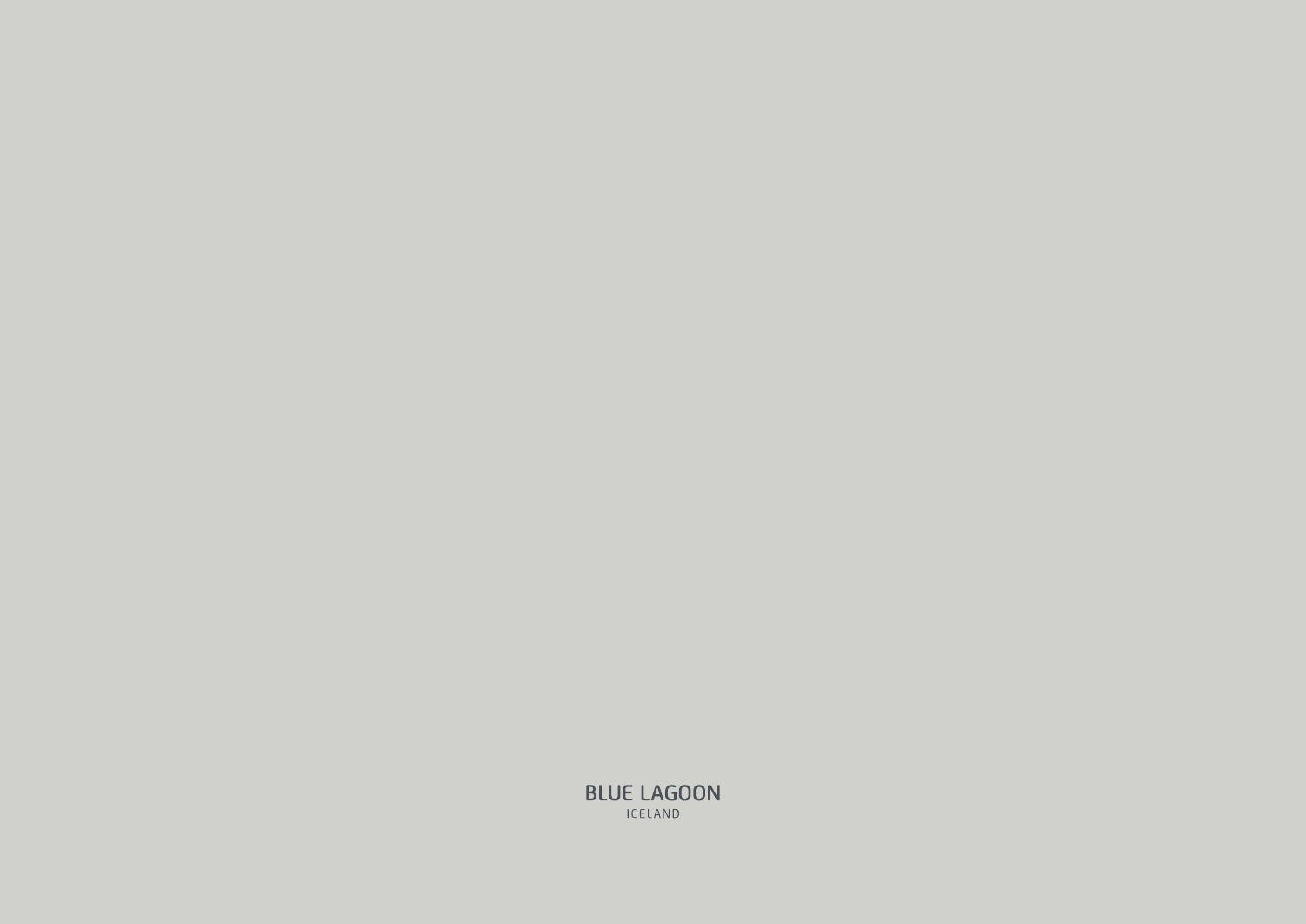BLUE LAGOON

ICELAND